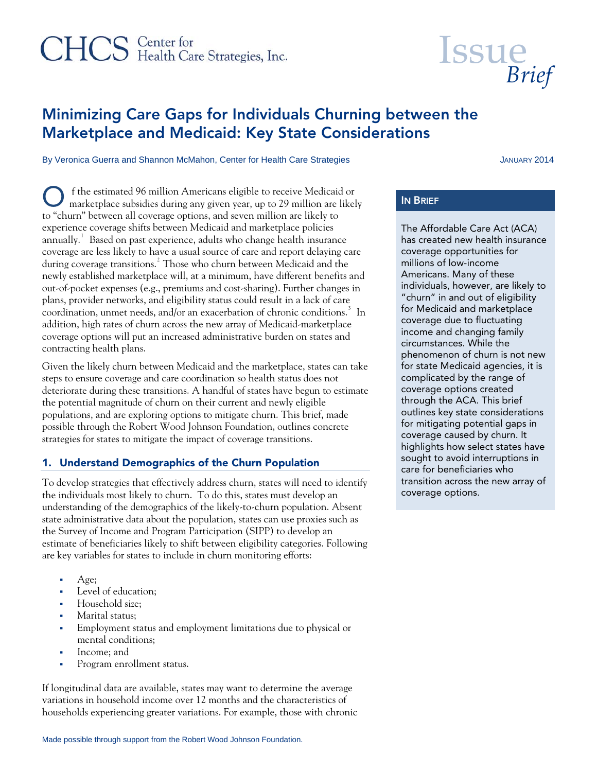CHCS Center for Health Care Strategies, Inc.

Issue *Brief*

# Minimizing Care Gaps for Individuals Churning between the Marketplace and Medicaid: Key State Considerations

By Veronica Guerra and Shannon McMahon, Center for Health Care Strategies

JANUARY 2014

Of the estimated 96 million Americans eligible to receive Medicaid or marketplace subsidies during any given year, up to 29 million are likely to "churn" between all coverage options, and seven million are likely to experience coverage shifts between Medicaid and marketplace policies annually.[1] Based on past experience, adults who change health insurance coverage are less likely to have a usual source of care and report delaying care during coverage transitions.[2] Those who churn between Medicaid and the newly established marketplace will, at a minimum, have different benefits and out-of-pocket expenses (e.g., premiums and cost-sharing). Further changes in plans, provider networks, and eligibility status could result in a lack of care coordination, unmet needs, and/or an exacerbation of chronic conditions.[3] In addition, high rates of churn across the new array of Medicaid-marketplace coverage options will put an increased administrative burden on states and contracting health plans.

Given the likely churn between Medicaid and the marketplace, states can take steps to ensure coverage and care coordination so health status does not deteriorate during these transitions. A handful of states have begun to estimate the potential magnitude of churn on their current and newly eligible populations, and are exploring options to mitigate churn. This brief, made possible through the Robert Wood Johnson Foundation, outlines concrete strategies for states to mitigate the impact of coverage transitions.

### IN BRIEF

The Affordable Care Act (ACA) has created new health insurance coverage opportunities for millions of low-income Americans. Many of these individuals, however, are likely to "churn" in and out of eligibility for Medicaid and marketplace coverage due to fluctuating income and changing family circumstances. While the phenomenon of churn is not new for state Medicaid agencies, it is complicated by the range of coverage options created through the ACA. This brief outlines key state considerations for mitigating potential gaps in coverage caused by churn. It highlights how select states have sought to avoid interruptions in care for beneficiaries who transition across the new array of coverage options.

## 1. Understand Demographics of the Churn Population

To develop strategies that effectively address churn, states will need to identify the individuals most likely to churn. To do this, states must develop an understanding of the demographics of the likely-to-churn population. Absent state administrative data about the population, states can use proxies such as the Survey of Income and Program Participation (SIPP) to develop an estimate of beneficiaries likely to shift between eligibility categories. Following are key variables for states to include in churn monitoring efforts:

- Age;
- Level of education;
- Household size;
- Marital status;
- Employment status and employment limitations due to physical or mental conditions;
- Income; and
- Program enrollment status.

If longitudinal data are available, states may want to determine the average variations in household income over 12 months and the characteristics of households experiencing greater variations. For example, those with chronic

Made possible through support from the Robert Wood Johnson Foundation.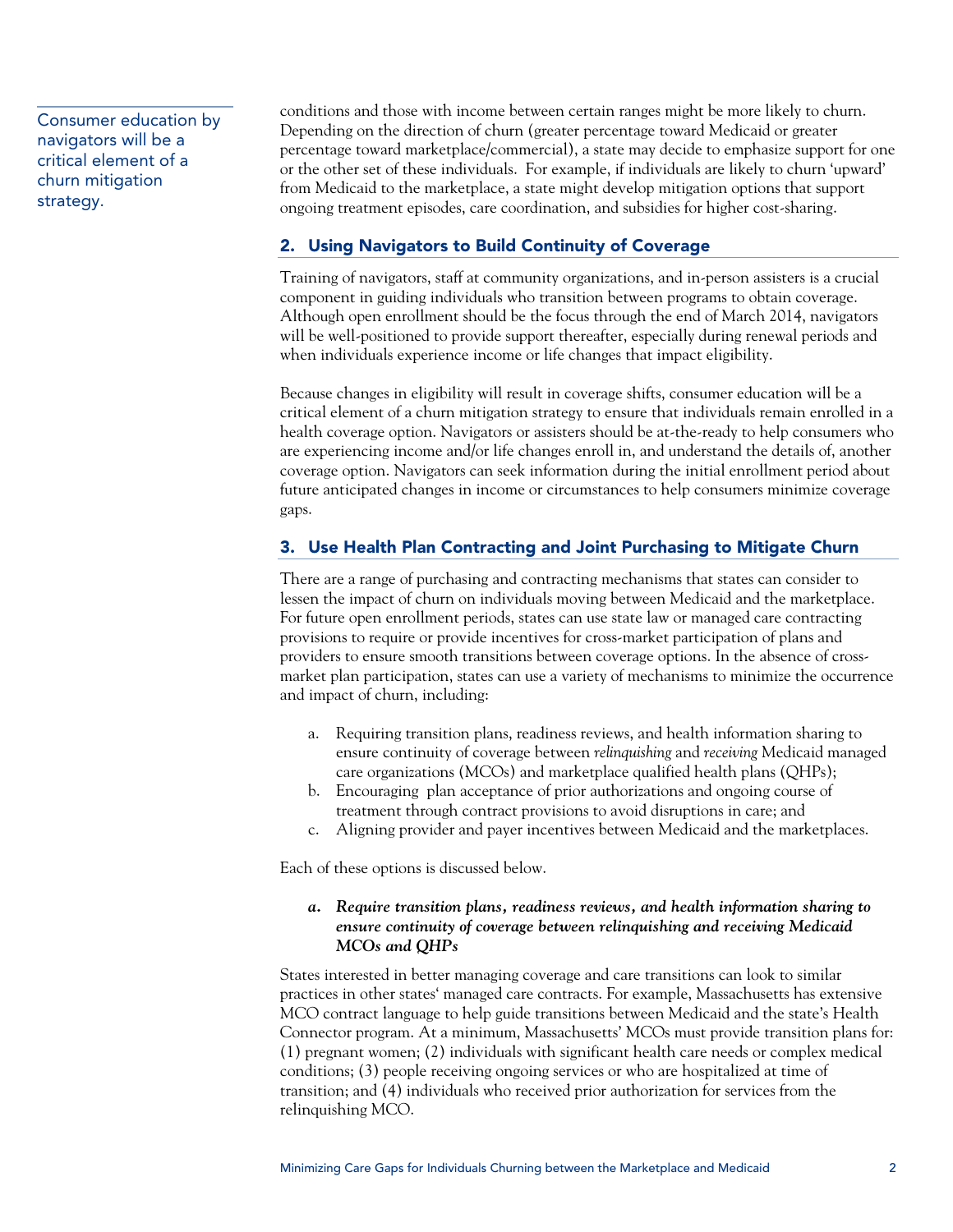> Consumer education by navigators will be a critical element of a churn mitigation strategy.

conditions and those with income between certain ranges might be more likely to churn. Depending on the direction of churn (greater percentage toward Medicaid or greater percentage toward marketplace/commercial), a state may decide to emphasize support for one or the other set of these individuals. For example, if individuals are likely to churn 'upward' from Medicaid to the marketplace, a state might develop mitigation options that support ongoing treatment episodes, care coordination, and subsidies for higher cost-sharing.

## 2. Using Navigators to Build Continuity of Coverage

Training of navigators, staff at community organizations, and in-person assisters is a crucial component in guiding individuals who transition between programs to obtain coverage. Although open enrollment should be the focus through the end of March 2014, navigators will be well-positioned to provide support thereafter, especially during renewal periods and when individuals experience income or life changes that impact eligibility.

Because changes in eligibility will result in coverage shifts, consumer education will be a critical element of a churn mitigation strategy to ensure that individuals remain enrolled in a health coverage option. Navigators or assisters should be at-the-ready to help consumers who are experiencing income and/or life changes enroll in, and understand the details of, another coverage option. Navigators can seek information during the initial enrollment period about future anticipated changes in income or circumstances to help consumers minimize coverage gaps.

## 3. Use Health Plan Contracting and Joint Purchasing to Mitigate Churn

There are a range of purchasing and contracting mechanisms that states can consider to lessen the impact of churn on individuals moving between Medicaid and the marketplace. For future open enrollment periods, states can use state law or managed care contracting provisions to require or provide incentives for cross-market participation of plans and providers to ensure smooth transitions between coverage options. In the absence of cross-market plan participation, states can use a variety of mechanisms to minimize the occurrence and impact of churn, including:

a. Requiring transition plans, readiness reviews, and health information sharing to ensure continuity of coverage between *relinquishing* and *receiving* Medicaid managed care organizations (MCOs) and marketplace qualified health plans (QHPs);
b. Encouraging plan acceptance of prior authorizations and ongoing course of treatment through contract provisions to avoid disruptions in care; and
c. Aligning provider and payer incentives between Medicaid and the marketplaces.

Each of these options is discussed below.

### *a. Require transition plans, readiness reviews, and health information sharing to ensure continuity of coverage between relinquishing and receiving Medicaid MCOs and QHPs*

States interested in better managing coverage and care transitions can look to similar practices in other states' managed care contracts. For example, Massachusetts has extensive MCO contract language to help guide transitions between Medicaid and the state's Health Connector program. At a minimum, Massachusetts' MCOs must provide transition plans for: (1) pregnant women; (2) individuals with significant health care needs or complex medical conditions; (3) people receiving ongoing services or who are hospitalized at time of transition; and (4) individuals who received prior authorization for services from the relinquishing MCO.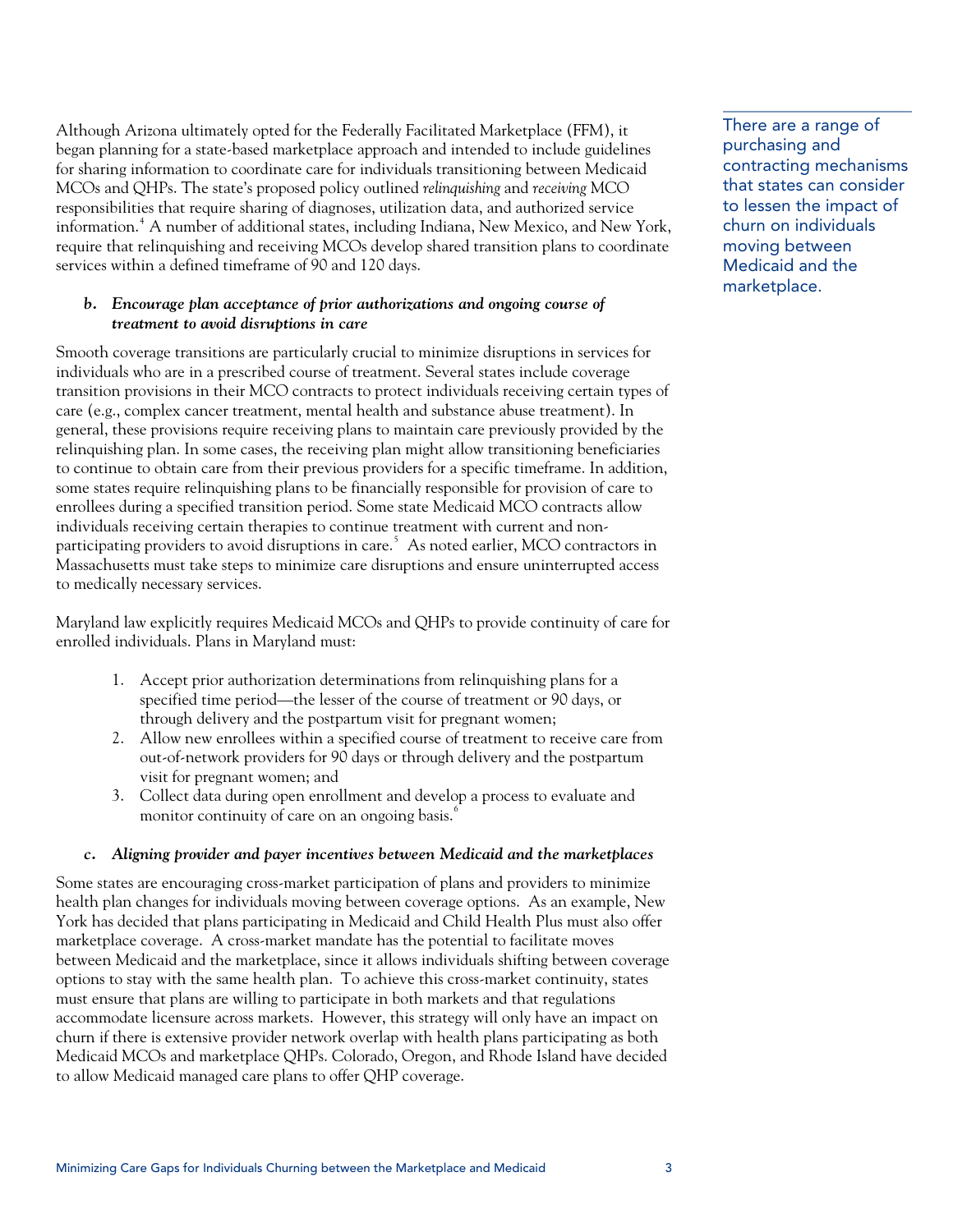Although Arizona ultimately opted for the Federally Facilitated Marketplace (FFM), it began planning for a state-based marketplace approach and intended to include guidelines for sharing information to coordinate care for individuals transitioning between Medicaid MCOs and QHPs. The state's proposed policy outlined *relinquishing* and *receiving* MCO responsibilities that require sharing of diagnoses, utilization data, and authorized service information.[4] A number of additional states, including Indiana, New Mexico, and New York, require that relinquishing and receiving MCOs develop shared transition plans to coordinate services within a defined timeframe of 90 and 120 days.

There are a range of purchasing and contracting mechanisms that states can consider to lessen the impact of churn on individuals moving between Medicaid and the marketplace.

**b. *Encourage plan acceptance of prior authorizations and ongoing course of treatment to avoid disruptions in care***

Smooth coverage transitions are particularly crucial to minimize disruptions in services for individuals who are in a prescribed course of treatment. Several states include coverage transition provisions in their MCO contracts to protect individuals receiving certain types of care (e.g., complex cancer treatment, mental health and substance abuse treatment). In general, these provisions require receiving plans to maintain care previously provided by the relinquishing plan. In some cases, the receiving plan might allow transitioning beneficiaries to continue to obtain care from their previous providers for a specific timeframe. In addition, some states require relinquishing plans to be financially responsible for provision of care to enrollees during a specified transition period. Some state Medicaid MCO contracts allow individuals receiving certain therapies to continue treatment with current and non-participating providers to avoid disruptions in care.[5] As noted earlier, MCO contractors in Massachusetts must take steps to minimize care disruptions and ensure uninterrupted access to medically necessary services.

Maryland law explicitly requires Medicaid MCOs and QHPs to provide continuity of care for enrolled individuals. Plans in Maryland must:

1. Accept prior authorization determinations from relinquishing plans for a specified time period—the lesser of the course of treatment or 90 days, or through delivery and the postpartum visit for pregnant women;
2. Allow new enrollees within a specified course of treatment to receive care from out-of-network providers for 90 days or through delivery and the postpartum visit for pregnant women; and
3. Collect data during open enrollment and develop a process to evaluate and monitor continuity of care on an ongoing basis.[6]

**c. *Aligning provider and payer incentives between Medicaid and the marketplaces***

Some states are encouraging cross-market participation of plans and providers to minimize health plan changes for individuals moving between coverage options. As an example, New York has decided that plans participating in Medicaid and Child Health Plus must also offer marketplace coverage. A cross-market mandate has the potential to facilitate moves between Medicaid and the marketplace, since it allows individuals shifting between coverage options to stay with the same health plan. To achieve this cross-market continuity, states must ensure that plans are willing to participate in both markets and that regulations accommodate licensure across markets. However, this strategy will only have an impact on churn if there is extensive provider network overlap with health plans participating as both Medicaid MCOs and marketplace QHPs. Colorado, Oregon, and Rhode Island have decided to allow Medicaid managed care plans to offer QHP coverage.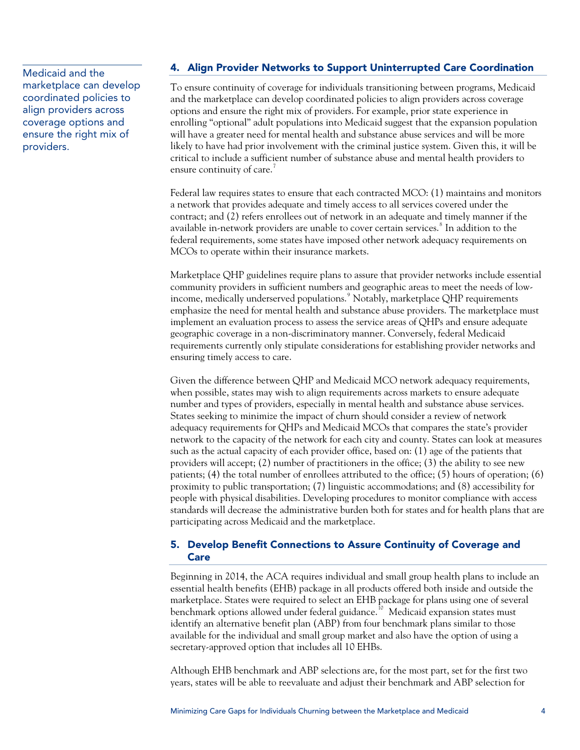Medicaid and the marketplace can develop coordinated policies to align providers across coverage options and ensure the right mix of providers.

### 4. Align Provider Networks to Support Uninterrupted Care Coordination

To ensure continuity of coverage for individuals transitioning between programs, Medicaid and the marketplace can develop coordinated policies to align providers across coverage options and ensure the right mix of providers. For example, prior state experience in enrolling "optional" adult populations into Medicaid suggest that the expansion population will have a greater need for mental health and substance abuse services and will be more likely to have had prior involvement with the criminal justice system. Given this, it will be critical to include a sufficient number of substance abuse and mental health providers to ensure continuity of care.[7]

Federal law requires states to ensure that each contracted MCO: (1) maintains and monitors a network that provides adequate and timely access to all services covered under the contract; and (2) refers enrollees out of network in an adequate and timely manner if the available in-network providers are unable to cover certain services.[8] In addition to the federal requirements, some states have imposed other network adequacy requirements on MCOs to operate within their insurance markets.

Marketplace QHP guidelines require plans to assure that provider networks include essential community providers in sufficient numbers and geographic areas to meet the needs of low-income, medically underserved populations.[9] Notably, marketplace QHP requirements emphasize the need for mental health and substance abuse providers. The marketplace must implement an evaluation process to assess the service areas of QHPs and ensure adequate geographic coverage in a non-discriminatory manner. Conversely, federal Medicaid requirements currently only stipulate considerations for establishing provider networks and ensuring timely access to care.

Given the difference between QHP and Medicaid MCO network adequacy requirements, when possible, states may wish to align requirements across markets to ensure adequate number and types of providers, especially in mental health and substance abuse services. States seeking to minimize the impact of churn should consider a review of network adequacy requirements for QHPs and Medicaid MCOs that compares the state's provider network to the capacity of the network for each city and county. States can look at measures such as the actual capacity of each provider office, based on: (1) age of the patients that providers will accept; (2) number of practitioners in the office; (3) the ability to see new patients; (4) the total number of enrollees attributed to the office; (5) hours of operation; (6) proximity to public transportation; (7) linguistic accommodations; and (8) accessibility for people with physical disabilities. Developing procedures to monitor compliance with access standards will decrease the administrative burden both for states and for health plans that are participating across Medicaid and the marketplace.

### 5. Develop Benefit Connections to Assure Continuity of Coverage and Care

Beginning in 2014, the ACA requires individual and small group health plans to include an essential health benefits (EHB) package in all products offered both inside and outside the marketplace. States were required to select an EHB package for plans using one of several benchmark options allowed under federal guidance.[10] Medicaid expansion states must identify an alternative benefit plan (ABP) from four benchmark plans similar to those available for the individual and small group market and also have the option of using a secretary-approved option that includes all 10 EHBs.

Although EHB benchmark and ABP selections are, for the most part, set for the first two years, states will be able to reevaluate and adjust their benchmark and ABP selection for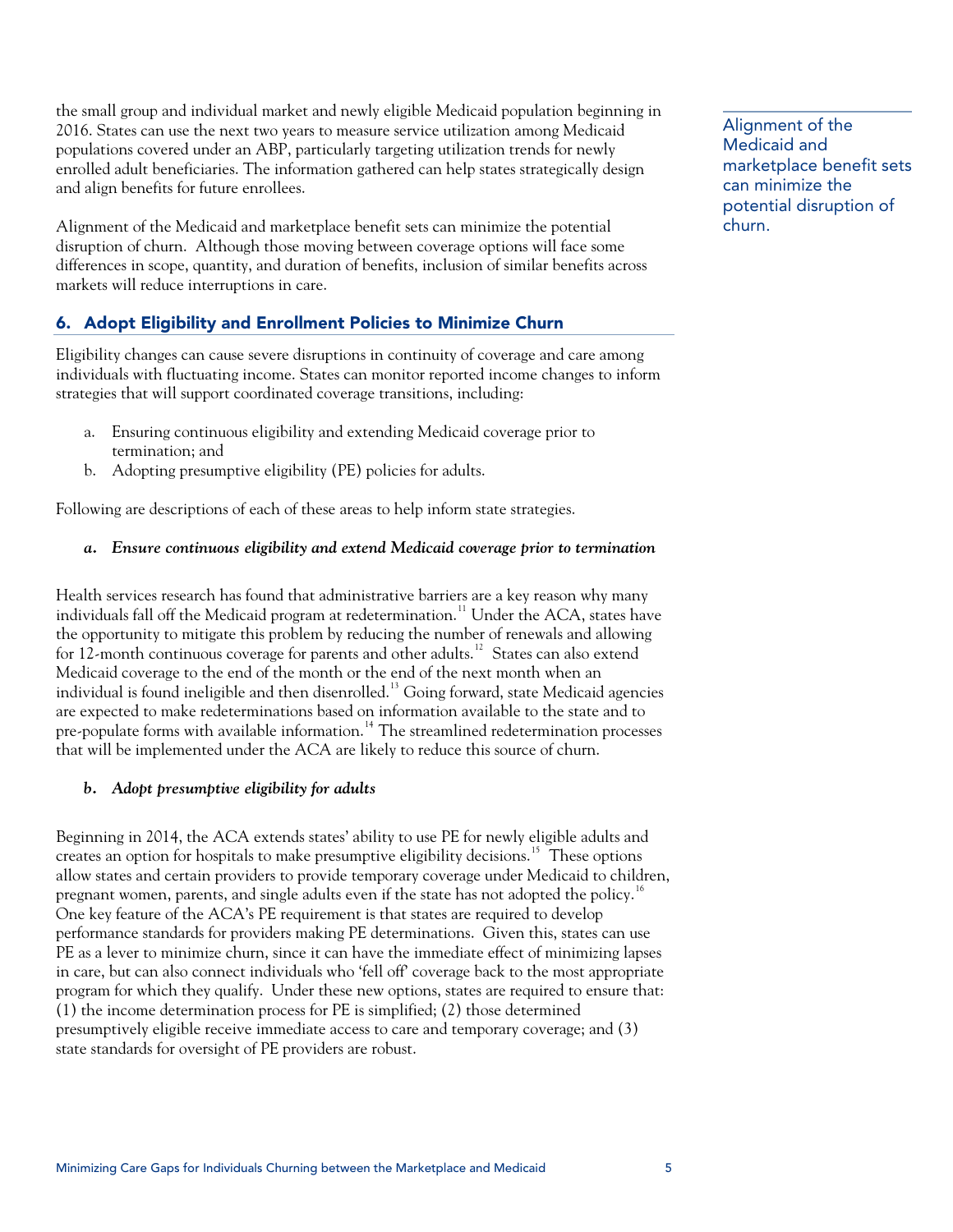the small group and individual market and newly eligible Medicaid population beginning in 2016. States can use the next two years to measure service utilization among Medicaid populations covered under an ABP, particularly targeting utilization trends for newly enrolled adult beneficiaries. The information gathered can help states strategically design and align benefits for future enrollees.

Alignment of the Medicaid and marketplace benefit sets can minimize the potential disruption of churn. Although those moving between coverage options will face some differences in scope, quantity, and duration of benefits, inclusion of similar benefits across markets will reduce interruptions in care.

> Alignment of the Medicaid and marketplace benefit sets can minimize the potential disruption of churn.

## 6. Adopt Eligibility and Enrollment Policies to Minimize Churn

Eligibility changes can cause severe disruptions in continuity of coverage and care among individuals with fluctuating income. States can monitor reported income changes to inform strategies that will support coordinated coverage transitions, including:

a. Ensuring continuous eligibility and extending Medicaid coverage prior to termination; and
b. Adopting presumptive eligibility (PE) policies for adults.

Following are descriptions of each of these areas to help inform state strategies.

### *a. Ensure continuous eligibility and extend Medicaid coverage prior to termination*

Health services research has found that administrative barriers are a key reason why many individuals fall off the Medicaid program at redetermination.[11] Under the ACA, states have the opportunity to mitigate this problem by reducing the number of renewals and allowing for 12-month continuous coverage for parents and other adults.[12] States can also extend Medicaid coverage to the end of the month or the end of the next month when an individual is found ineligible and then disenrolled.[13] Going forward, state Medicaid agencies are expected to make redeterminations based on information available to the state and to pre-populate forms with available information.[14] The streamlined redetermination processes that will be implemented under the ACA are likely to reduce this source of churn.

### *b. Adopt presumptive eligibility for adults*

Beginning in 2014, the ACA extends states' ability to use PE for newly eligible adults and creates an option for hospitals to make presumptive eligibility decisions.[15] These options allow states and certain providers to provide temporary coverage under Medicaid to children, pregnant women, parents, and single adults even if the state has not adopted the policy.[16] One key feature of the ACA's PE requirement is that states are required to develop performance standards for providers making PE determinations. Given this, states can use PE as a lever to minimize churn, since it can have the immediate effect of minimizing lapses in care, but can also connect individuals who 'fell off' coverage back to the most appropriate program for which they qualify. Under these new options, states are required to ensure that: (1) the income determination process for PE is simplified; (2) those determined presumptively eligible receive immediate access to care and temporary coverage; and (3) state standards for oversight of PE providers are robust.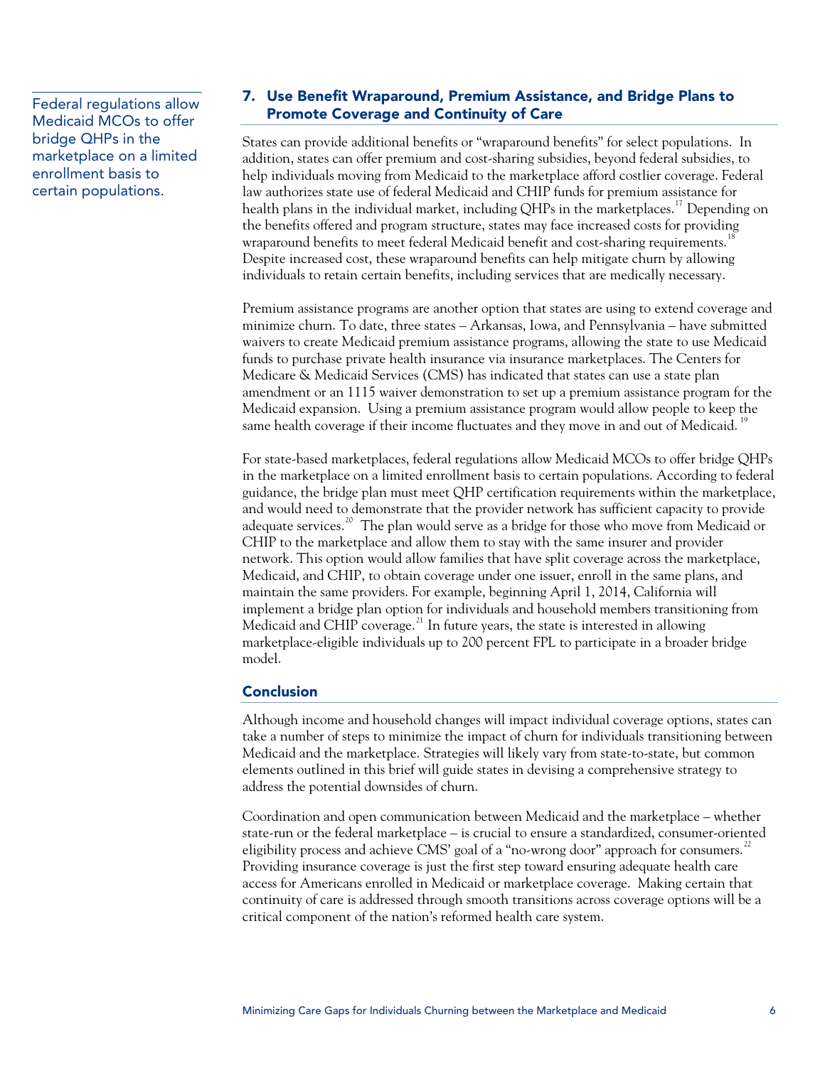Federal regulations allow Medicaid MCOs to offer bridge QHPs in the marketplace on a limited enrollment basis to certain populations.

## 7. Use Benefit Wraparound, Premium Assistance, and Bridge Plans to Promote Coverage and Continuity of Care

States can provide additional benefits or "wraparound benefits" for select populations. In addition, states can offer premium and cost-sharing subsidies, beyond federal subsidies, to help individuals moving from Medicaid to the marketplace afford costlier coverage. Federal law authorizes state use of federal Medicaid and CHIP funds for premium assistance for health plans in the individual market, including QHPs in the marketplaces.[17] Depending on the benefits offered and program structure, states may face increased costs for providing wraparound benefits to meet federal Medicaid benefit and cost-sharing requirements.[18] Despite increased cost, these wraparound benefits can help mitigate churn by allowing individuals to retain certain benefits, including services that are medically necessary.

Premium assistance programs are another option that states are using to extend coverage and minimize churn. To date, three states – Arkansas, Iowa, and Pennsylvania – have submitted waivers to create Medicaid premium assistance programs, allowing the state to use Medicaid funds to purchase private health insurance via insurance marketplaces. The Centers for Medicare & Medicaid Services (CMS) has indicated that states can use a state plan amendment or an 1115 waiver demonstration to set up a premium assistance program for the Medicaid expansion. Using a premium assistance program would allow people to keep the same health coverage if their income fluctuates and they move in and out of Medicaid.[19]

For state-based marketplaces, federal regulations allow Medicaid MCOs to offer bridge QHPs in the marketplace on a limited enrollment basis to certain populations. According to federal guidance, the bridge plan must meet QHP certification requirements within the marketplace, and would need to demonstrate that the provider network has sufficient capacity to provide adequate services.[20] The plan would serve as a bridge for those who move from Medicaid or CHIP to the marketplace and allow them to stay with the same insurer and provider network. This option would allow families that have split coverage across the marketplace, Medicaid, and CHIP, to obtain coverage under one issuer, enroll in the same plans, and maintain the same providers. For example, beginning April 1, 2014, California will implement a bridge plan option for individuals and household members transitioning from Medicaid and CHIP coverage.[21] In future years, the state is interested in allowing marketplace-eligible individuals up to 200 percent FPL to participate in a broader bridge model.

## Conclusion

Although income and household changes will impact individual coverage options, states can take a number of steps to minimize the impact of churn for individuals transitioning between Medicaid and the marketplace. Strategies will likely vary from state-to-state, but common elements outlined in this brief will guide states in devising a comprehensive strategy to address the potential downsides of churn.

Coordination and open communication between Medicaid and the marketplace – whether state-run or the federal marketplace – is crucial to ensure a standardized, consumer-oriented eligibility process and achieve CMS' goal of a "no-wrong door" approach for consumers.[22] Providing insurance coverage is just the first step toward ensuring adequate health care access for Americans enrolled in Medicaid or marketplace coverage. Making certain that continuity of care is addressed through smooth transitions across coverage options will be a critical component of the nation's reformed health care system.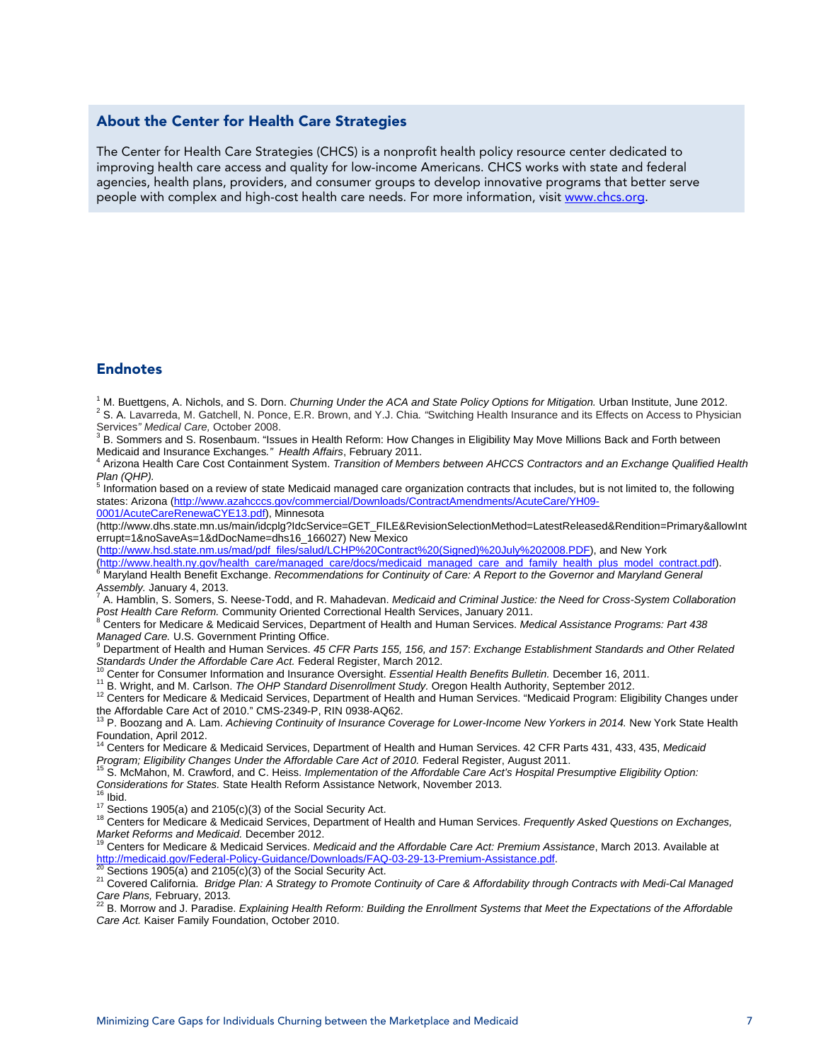## About the Center for Health Care Strategies

The Center for Health Care Strategies (CHCS) is a nonprofit health policy resource center dedicated to improving health care access and quality for low-income Americans. CHCS works with state and federal agencies, health plans, providers, and consumer groups to develop innovative programs that better serve people with complex and high-cost health care needs. For more information, visit www.chcs.org.

## Endnotes

[1] M. Buettgens, A. Nichols, and S. Dorn. *Churning Under the ACA and State Policy Options for Mitigation.* Urban Institute, June 2012.

[2] S. A. Lavarreda, M. Gatchell, N. Ponce, E.R. Brown, and Y.J. Chia. "Switching Health Insurance and its Effects on Access to Physician Services" *Medical Care,* October 2008.

[3] B. Sommers and S. Rosenbaum. "Issues in Health Reform: How Changes in Eligibility May Move Millions Back and Forth between Medicaid and Insurance Exchanges." *Health Affairs*, February 2011.

[4] Arizona Health Care Cost Containment System. *Transition of Members between AHCCS Contractors and an Exchange Qualified Health Plan (QHP).*

[5] Information based on a review of state Medicaid managed care organization contracts that includes, but is not limited to, the following states: Arizona (http://www.azahcccs.gov/commercial/Downloads/ContractAmendments/AcuteCare/YH09-0001/AcuteCareRenewaCYE13.pdf), Minnesota (http://www.dhs.state.mn.us/main/idcplg?IdcService=GET_FILE&RevisionSelectionMethod=LatestReleased&Rendition=Primary&allowInterrupt=1&noSaveAs=1&dDocName=dhs16_166027) New Mexico (http://www.hsd.state.nm.us/mad/pdf_files/salud/LCHP%20Contract%20(Signed)%20July%202008.PDF), and New York (http://www.health.ny.gov/health_care/managed_care/docs/medicaid_managed_care_and_family_health_plus_model_contract.pdf).

[6] Maryland Health Benefit Exchange. *Recommendations for Continuity of Care: A Report to the Governor and Maryland General Assembly.* January 4, 2013.

[7] A. Hamblin, S. Somers, S. Neese-Todd, and R. Mahadevan. *Medicaid and Criminal Justice: the Need for Cross-System Collaboration Post Health Care Reform.* Community Oriented Correctional Health Services, January 2011.

[8] Centers for Medicare & Medicaid Services, Department of Health and Human Services. *Medical Assistance Programs: Part 438 Managed Care.* U.S. Government Printing Office.

[9] Department of Health and Human Services. *45 CFR Parts 155, 156, and 157*: *Exchange Establishment Standards and Other Related Standards Under the Affordable Care Act.* Federal Register, March 2012.

[10] Center for Consumer Information and Insurance Oversight. *Essential Health Benefits Bulletin.* December 16, 2011.

[11] B. Wright, and M. Carlson. *The OHP Standard Disenrollment Study.* Oregon Health Authority, September 2012.

[12] Centers for Medicare & Medicaid Services, Department of Health and Human Services. "Medicaid Program: Eligibility Changes under the Affordable Care Act of 2010." CMS-2349-P, RIN 0938-AQ62.

[13] P. Boozang and A. Lam. *Achieving Continuity of Insurance Coverage for Lower-Income New Yorkers in 2014.* New York State Health Foundation, April 2012.

[14] Centers for Medicare & Medicaid Services, Department of Health and Human Services. 42 CFR Parts 431, 433, 435, *Medicaid Program; Eligibility Changes Under the Affordable Care Act of 2010.* Federal Register, August 2011.

[15] S. McMahon, M. Crawford, and C. Heiss. *Implementation of the Affordable Care Act's Hospital Presumptive Eligibility Option: Considerations for States.* State Health Reform Assistance Network, November 2013.

[16] Ibid.

[17] Sections 1905(a) and 2105(c)(3) of the Social Security Act.

[18] Centers for Medicare & Medicaid Services, Department of Health and Human Services. *Frequently Asked Questions on Exchanges, Market Reforms and Medicaid.* December 2012.

[19] Centers for Medicare & Medicaid Services. *Medicaid and the Affordable Care Act: Premium Assistance*, March 2013. Available at http://medicaid.gov/Federal-Policy-Guidance/Downloads/FAQ-03-29-13-Premium-Assistance.pdf.

[20] Sections 1905(a) and 2105(c)(3) of the Social Security Act.

[21] Covered California. *Bridge Plan: A Strategy to Promote Continuity of Care & Affordability through Contracts with Medi-Cal Managed Care Plans,* February, 2013.

[22] B. Morrow and J. Paradise. *Explaining Health Reform: Building the Enrollment Systems that Meet the Expectations of the Affordable Care Act.* Kaiser Family Foundation, October 2010.